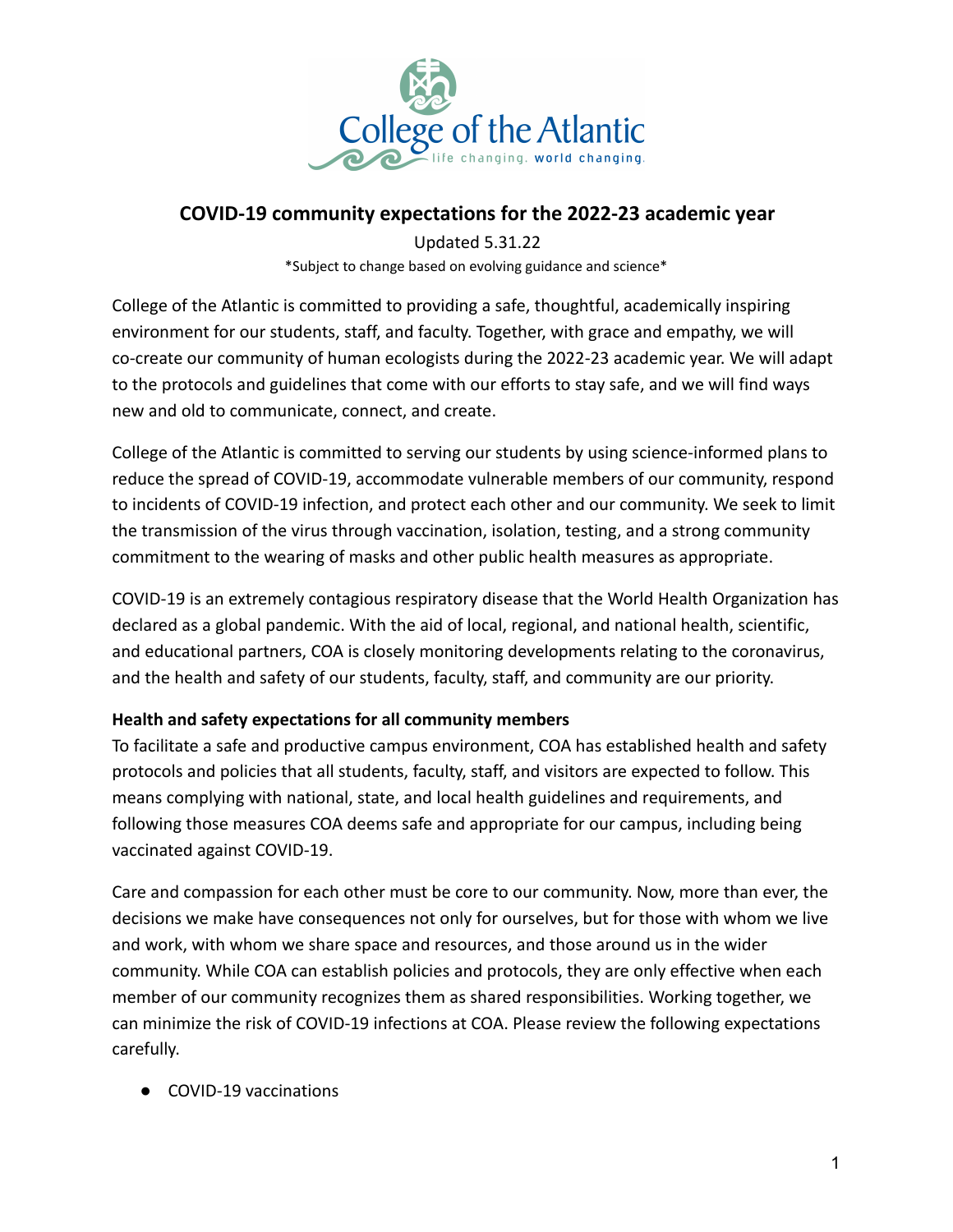# COVID-19 community expectations for the 2022-23 academic year

Updated 5.31.22

*Subject to change based on evolving guidance and science*

College of the Atlantic is committed to providing a safe, thoughtful, academically inspiring environment for our students, staff, and faculty. Together, with grace and empathy, we will co-create our community of human ecologists during the 2022-23 academic year. We will adapt to the protocols and guidelines that come with our efforts to stay safe, and we will find ways new and old to communicate, connect, and create.

College of the Atlantic is committed to serving our students by using science-informed plans to reduce the spread of COVID-19, accommodate vulnerable members of our community, respond to incidents of COVID-19 infection, and protect each other and our community. We seek to limit the transmission of the virus through vaccination, isolation, testing, and a strong community commitment to the wearing of masks and other public health measures as appropriate.

COVID-19 is an extremely contagious respiratory disease that the World Health Organization has declared as a global pandemic. With the aid of local, regional, and national health, scientific, and educational partners, COA is closely monitoring developments relating to the coronavirus, and the health and safety of our students, faculty, staff, and community are our priority.

**Health and safety expectations for all community members**

To facilitate a safe and productive campus environment, COA has established health and safety protocols and policies that all students, faculty, staff, and visitors are expected to follow. This means complying with national, state, and local health guidelines and requirements, and following those measures COA deems safe and appropriate for our campus, including being vaccinated against COVID-19.

Care and compassion for each other must be core to our community. Now, more than ever, the decisions we make have consequences not only for ourselves, but for those with whom we live and work, with whom we share space and resources, and those around us in the wider community. While COA can establish policies and protocols, they are only effective when each member of our community recognizes them as shared responsibilities. Working together, we can minimize the risk of COVID-19 infections at COA. Please review the following expectations carefully.

- COVID-19 vaccinations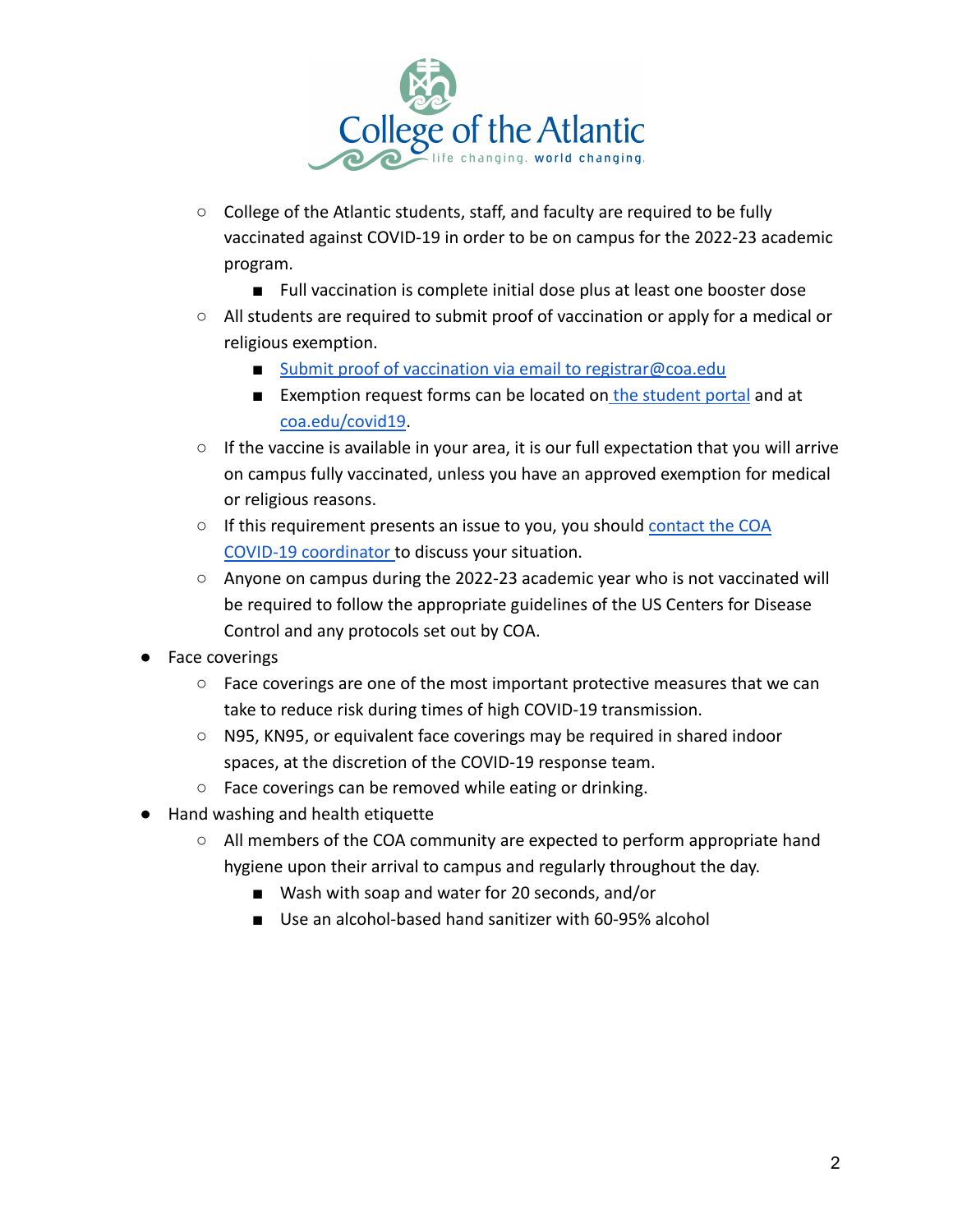- College of the Atlantic students, staff, and faculty are required to be fully vaccinated against COVID-19 in order to be on campus for the 2022-23 academic program.
    - Full vaccination is complete initial dose plus at least one booster dose
- All students are required to submit proof of vaccination or apply for a medical or religious exemption.
    - Submit proof of vaccination via email to registrar@coa.edu
    - Exemption request forms can be located on the student portal and at coa.edu/covid19.
- If the vaccine is available in your area, it is our full expectation that you will arrive on campus fully vaccinated, unless you have an approved exemption for medical or religious reasons.
- If this requirement presents an issue to you, you should contact the COA COVID-19 coordinator to discuss your situation.
- Anyone on campus during the 2022-23 academic year who is not vaccinated will be required to follow the appropriate guidelines of the US Centers for Disease Control and any protocols set out by COA.

- Face coverings
    - Face coverings are one of the most important protective measures that we can take to reduce risk during times of high COVID-19 transmission.
    - N95, KN95, or equivalent face coverings may be required in shared indoor spaces, at the discretion of the COVID-19 response team.
    - Face coverings can be removed while eating or drinking.
- Hand washing and health etiquette
    - All members of the COA community are expected to perform appropriate hand hygiene upon their arrival to campus and regularly throughout the day.
        - Wash with soap and water for 20 seconds, and/or
        - Use an alcohol-based hand sanitizer with 60-95% alcohol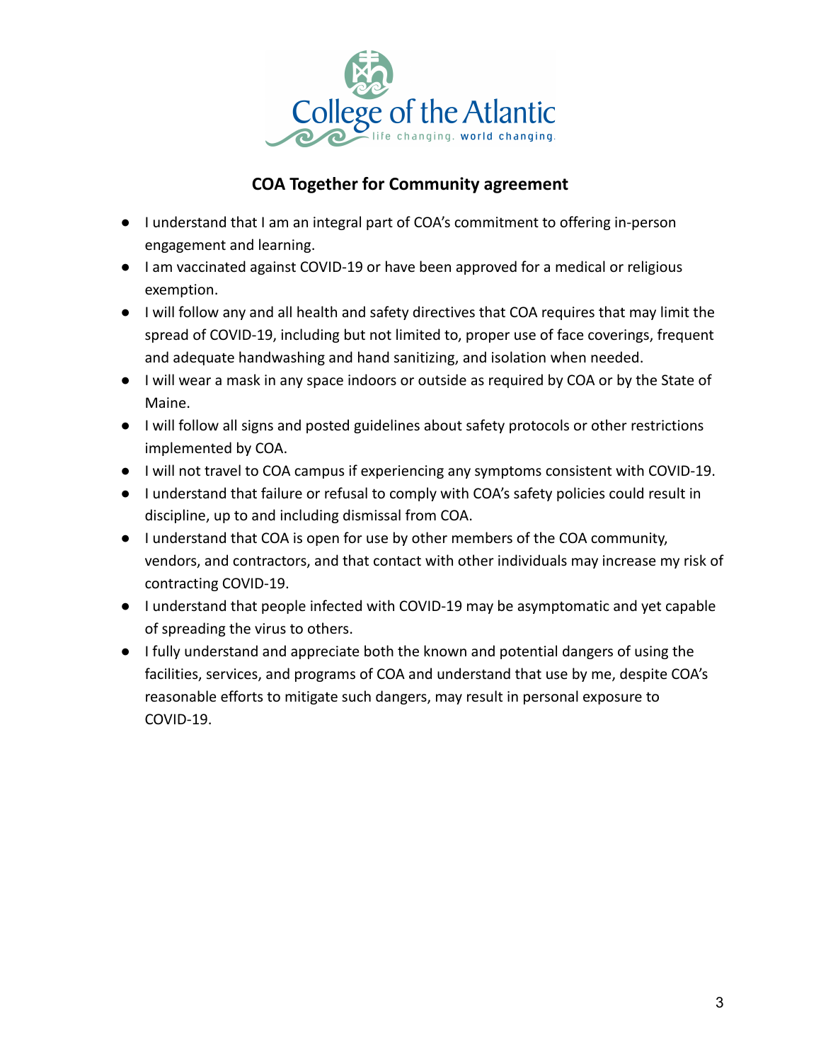## COA Together for Community agreement

- I understand that I am an integral part of COA's commitment to offering in-person engagement and learning.
- I am vaccinated against COVID-19 or have been approved for a medical or religious exemption.
- I will follow any and all health and safety directives that COA requires that may limit the spread of COVID-19, including but not limited to, proper use of face coverings, frequent and adequate handwashing and hand sanitizing, and isolation when needed.
- I will wear a mask in any space indoors or outside as required by COA or by the State of Maine.
- I will follow all signs and posted guidelines about safety protocols or other restrictions implemented by COA.
- I will not travel to COA campus if experiencing any symptoms consistent with COVID-19.
- I understand that failure or refusal to comply with COA's safety policies could result in discipline, up to and including dismissal from COA.
- I understand that COA is open for use by other members of the COA community, vendors, and contractors, and that contact with other individuals may increase my risk of contracting COVID-19.
- I understand that people infected with COVID-19 may be asymptomatic and yet capable of spreading the virus to others.
- I fully understand and appreciate both the known and potential dangers of using the facilities, services, and programs of COA and understand that use by me, despite COA's reasonable efforts to mitigate such dangers, may result in personal exposure to COVID-19.